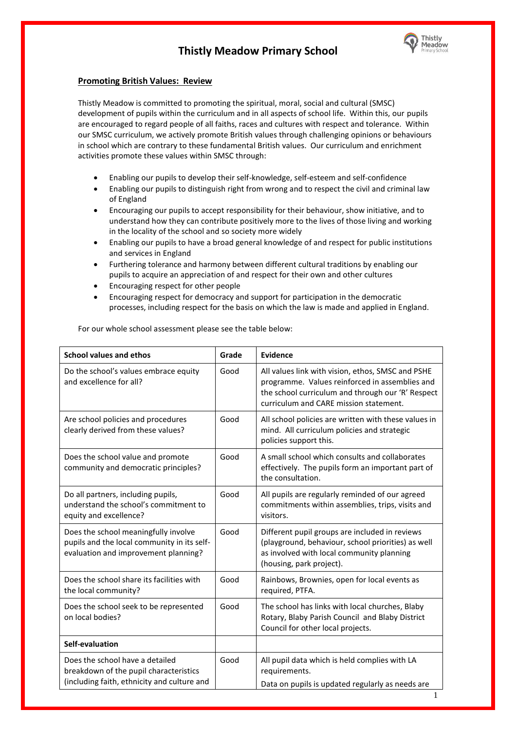# Thistly Meadow Primary School

## Promoting British Values: Review

Thistly Meadow is committed to promoting the spiritual, moral, social and cultural (SMSC) development of pupils within the curriculum and in all aspects of school life. Within this, our pupils are encouraged to regard people of all faiths, races and cultures with respect and tolerance. Within our SMSC curriculum, we actively promote British values through challenging opinions or behaviours in school which are contrary to these fundamental British values. Our curriculum and enrichment activities promote these values within SMSC through:

- Enabling our pupils to develop their self-knowledge, self-esteem and self-confidence
- Enabling our pupils to distinguish right from wrong and to respect the civil and criminal law of England
- Encouraging our pupils to accept responsibility for their behaviour, show initiative, and to understand how they can contribute positively more to the lives of those living and working in the locality of the school and so society more widely
- Enabling our pupils to have a broad general knowledge of and respect for public institutions and services in England
- Furthering tolerance and harmony between different cultural traditions by enabling our pupils to acquire an appreciation of and respect for their own and other cultures
- Encouraging respect for other people
- Encouraging respect for democracy and support for participation in the democratic processes, including respect for the basis on which the law is made and applied in England.

For our whole school assessment please see the table below:

| School values and ethos | Grade | Evidence |
|---|---|---|
| Do the school's values embrace equity and excellence for all? | Good | All values link with vision, ethos, SMSC and PSHE programme. Values reinforced in assemblies and the school curriculum and through our 'R' Respect curriculum and CARE mission statement. |
| Are school policies and procedures clearly derived from these values? | Good | All school policies are written with these values in mind. All curriculum policies and strategic policies support this. |
| Does the school value and promote community and democratic principles? | Good | A small school which consults and collaborates effectively. The pupils form an important part of the consultation. |
| Do all partners, including pupils, understand the school's commitment to equity and excellence? | Good | All pupils are regularly reminded of our agreed commitments within assemblies, trips, visits and visitors. |
| Does the school meaningfully involve pupils and the local community in its self-evaluation and improvement planning? | Good | Different pupil groups are included in reviews (playground, behaviour, school priorities) as well as involved with local community planning (housing, park project). |
| Does the school share its facilities with the local community? | Good | Rainbows, Brownies, open for local events as required, PTFA. |
| Does the school seek to be represented on local bodies? | Good | The school has links with local churches, Blaby Rotary, Blaby Parish Council and Blaby District Council for other local projects. |
| **Self-evaluation** | | |
| Does the school have a detailed breakdown of the pupil characteristics (including faith, ethnicity and culture and | Good | All pupil data which is held complies with LA requirements.<br>Data on pupils is updated regularly as needs are |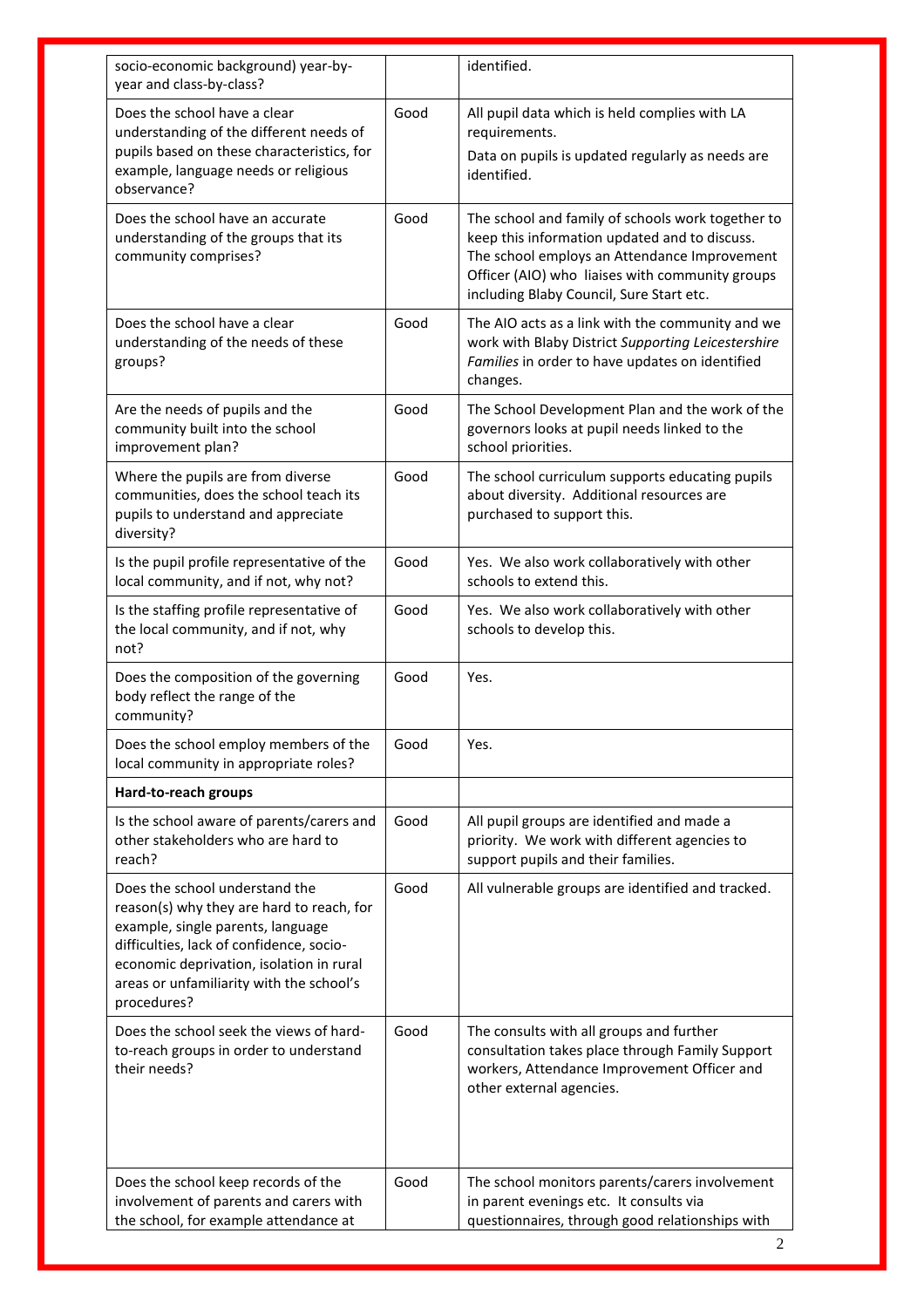| | | |
|---|---|---|
| socio-economic background) year-by-year and class-by-class? | | identified. |
| Does the school have a clear understanding of the different needs of pupils based on these characteristics, for example, language needs or religious observance? | Good | All pupil data which is held complies with LA requirements.<br>Data on pupils is updated regularly as needs are identified. |
| Does the school have an accurate understanding of the groups that its community comprises? | Good | The school and family of schools work together to keep this information updated and to discuss. The school employs an Attendance Improvement Officer (AIO) who liaises with community groups including Blaby Council, Sure Start etc. |
| Does the school have a clear understanding of the needs of these groups? | Good | The AIO acts as a link with the community and we work with Blaby District *Supporting Leicestershire Families* in order to have updates on identified changes. |
| Are the needs of pupils and the community built into the school improvement plan? | Good | The School Development Plan and the work of the governors looks at pupil needs linked to the school priorities. |
| Where the pupils are from diverse communities, does the school teach its pupils to understand and appreciate diversity? | Good | The school curriculum supports educating pupils about diversity. Additional resources are purchased to support this. |
| Is the pupil profile representative of the local community, and if not, why not? | Good | Yes. We also work collaboratively with other schools to extend this. |
| Is the staffing profile representative of the local community, and if not, why not? | Good | Yes. We also work collaboratively with other schools to develop this. |
| Does the composition of the governing body reflect the range of the community? | Good | Yes. |
| Does the school employ members of the local community in appropriate roles? | Good | Yes. |
| **Hard-to-reach groups** | | |
| Is the school aware of parents/carers and other stakeholders who are hard to reach? | Good | All pupil groups are identified and made a priority. We work with different agencies to support pupils and their families. |
| Does the school understand the reason(s) why they are hard to reach, for example, single parents, language difficulties, lack of confidence, socio-economic deprivation, isolation in rural areas or unfamiliarity with the school's procedures? | Good | All vulnerable groups are identified and tracked. |
| Does the school seek the views of hard-to-reach groups in order to understand their needs? | Good | The consults with all groups and further consultation takes place through Family Support workers, Attendance Improvement Officer and other external agencies. |
| Does the school keep records of the involvement of parents and carers with the school, for example attendance at | Good | The school monitors parents/carers involvement in parent evenings etc. It consults via questionnaires, through good relationships with |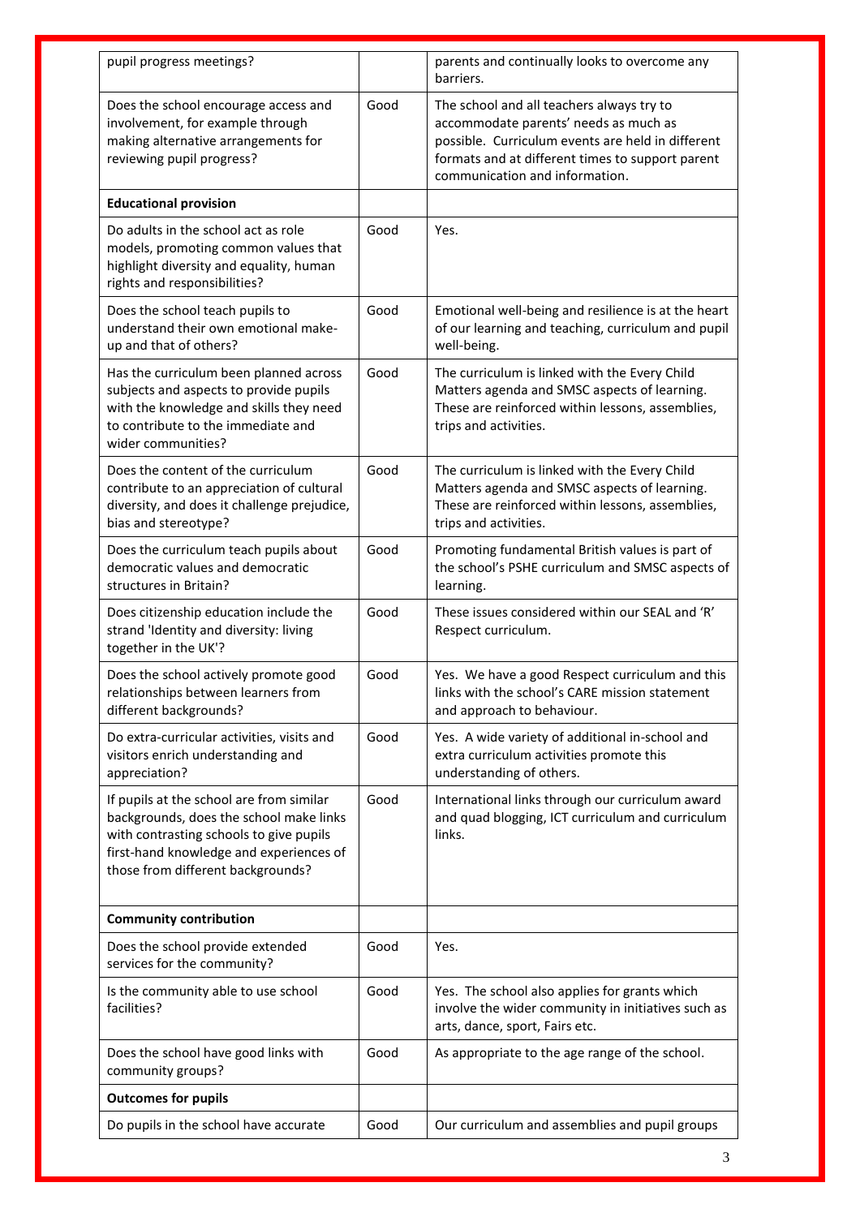| | | |
|---|---|---|
| pupil progress meetings? | | parents and continually looks to overcome any barriers. |
| Does the school encourage access and involvement, for example through making alternative arrangements for reviewing pupil progress? | Good | The school and all teachers always try to accommodate parents' needs as much as possible. Curriculum events are held in different formats and at different times to support parent communication and information. |
| **Educational provision** | | |
| Do adults in the school act as role models, promoting common values that highlight diversity and equality, human rights and responsibilities? | Good | Yes. |
| Does the school teach pupils to understand their own emotional make-up and that of others? | Good | Emotional well-being and resilience is at the heart of our learning and teaching, curriculum and pupil well-being. |
| Has the curriculum been planned across subjects and aspects to provide pupils with the knowledge and skills they need to contribute to the immediate and wider communities? | Good | The curriculum is linked with the Every Child Matters agenda and SMSC aspects of learning. These are reinforced within lessons, assemblies, trips and activities. |
| Does the content of the curriculum contribute to an appreciation of cultural diversity, and does it challenge prejudice, bias and stereotype? | Good | The curriculum is linked with the Every Child Matters agenda and SMSC aspects of learning. These are reinforced within lessons, assemblies, trips and activities. |
| Does the curriculum teach pupils about democratic values and democratic structures in Britain? | Good | Promoting fundamental British values is part of the school's PSHE curriculum and SMSC aspects of learning. |
| Does citizenship education include the strand 'Identity and diversity: living together in the UK'? | Good | These issues considered within our SEAL and 'R' Respect curriculum. |
| Does the school actively promote good relationships between learners from different backgrounds? | Good | Yes. We have a good Respect curriculum and this links with the school's CARE mission statement and approach to behaviour. |
| Do extra-curricular activities, visits and visitors enrich understanding and appreciation? | Good | Yes. A wide variety of additional in-school and extra curriculum activities promote this understanding of others. |
| If pupils at the school are from similar backgrounds, does the school make links with contrasting schools to give pupils first-hand knowledge and experiences of those from different backgrounds? | Good | International links through our curriculum award and quad blogging, ICT curriculum and curriculum links. |
| **Community contribution** | | |
| Does the school provide extended services for the community? | Good | Yes. |
| Is the community able to use school facilities? | Good | Yes. The school also applies for grants which involve the wider community in initiatives such as arts, dance, sport, Fairs etc. |
| Does the school have good links with community groups? | Good | As appropriate to the age range of the school. |
| **Outcomes for pupils** | | |
| Do pupils in the school have accurate | Good | Our curriculum and assemblies and pupil groups |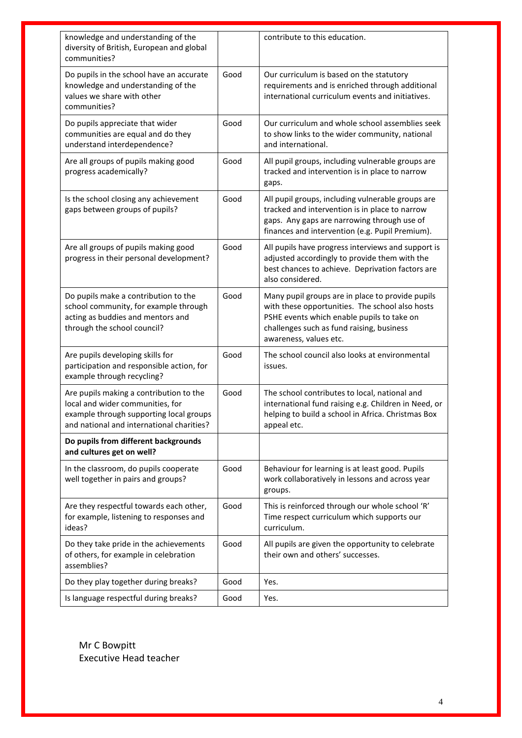| | | |
|---|---|---|
| knowledge and understanding of the diversity of British, European and global communities? | | contribute to this education. |
| Do pupils in the school have an accurate knowledge and understanding of the values we share with other communities? | Good | Our curriculum is based on the statutory requirements and is enriched through additional international curriculum events and initiatives. |
| Do pupils appreciate that wider communities are equal and do they understand interdependence? | Good | Our curriculum and whole school assemblies seek to show links to the wider community, national and international. |
| Are all groups of pupils making good progress academically? | Good | All pupil groups, including vulnerable groups are tracked and intervention is in place to narrow gaps. |
| Is the school closing any achievement gaps between groups of pupils? | Good | All pupil groups, including vulnerable groups are tracked and intervention is in place to narrow gaps. Any gaps are narrowing through use of finances and intervention (e.g. Pupil Premium). |
| Are all groups of pupils making good progress in their personal development? | Good | All pupils have progress interviews and support is adjusted accordingly to provide them with the best chances to achieve. Deprivation factors are also considered. |
| Do pupils make a contribution to the school community, for example through acting as buddies and mentors and through the school council? | Good | Many pupil groups are in place to provide pupils with these opportunities. The school also hosts PSHE events which enable pupils to take on challenges such as fund raising, business awareness, values etc. |
| Are pupils developing skills for participation and responsible action, for example through recycling? | Good | The school council also looks at environmental issues. |
| Are pupils making a contribution to the local and wider communities, for example through supporting local groups and national and international charities? | Good | The school contributes to local, national and international fund raising e.g. Children in Need, or helping to build a school in Africa. Christmas Box appeal etc. |
| **Do pupils from different backgrounds and cultures get on well?** | | |
| In the classroom, do pupils cooperate well together in pairs and groups? | Good | Behaviour for learning is at least good. Pupils work collaboratively in lessons and across year groups. |
| Are they respectful towards each other, for example, listening to responses and ideas? | Good | This is reinforced through our whole school 'R' Time respect curriculum which supports our curriculum. |
| Do they take pride in the achievements of others, for example in celebration assemblies? | Good | All pupils are given the opportunity to celebrate their own and others' successes. |
| Do they play together during breaks? | Good | Yes. |
| Is language respectful during breaks? | Good | Yes. |

Mr C Bowpitt
Executive Head teacher